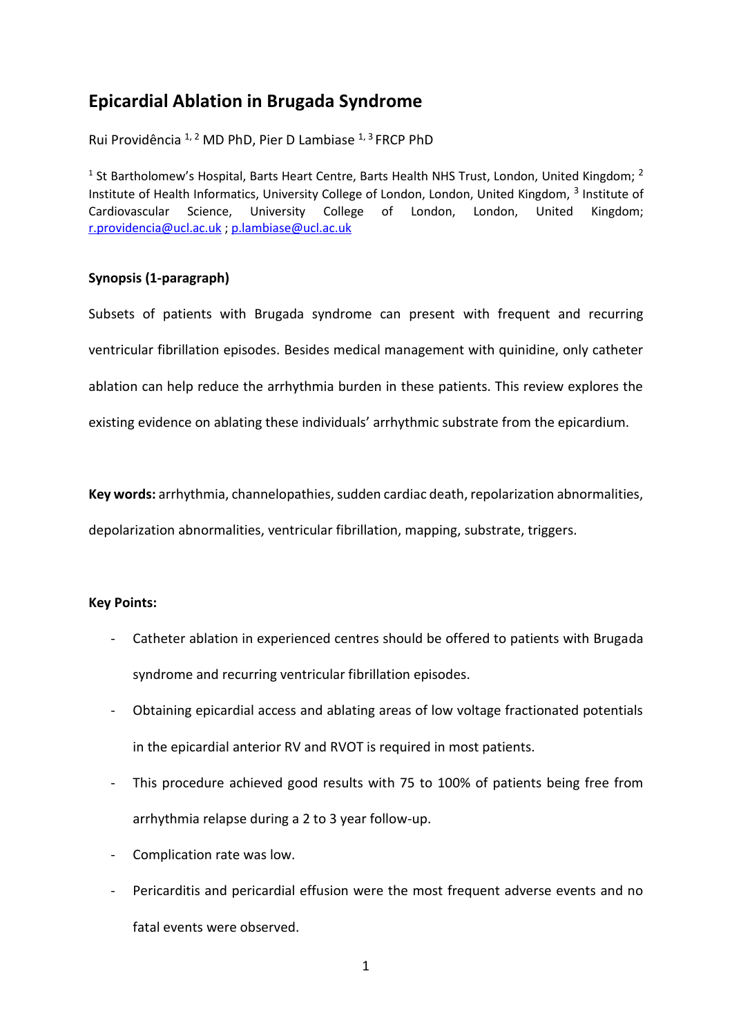# Epicardial Ablation in Brugada Syndrome

Rui Providência [1, 2] MD PhD, Pier D Lambiase [1, 3] FRCP PhD

[1] St Bartholomew's Hospital, Barts Heart Centre, Barts Health NHS Trust, London, United Kingdom; [2] Institute of Health Informatics, University College of London, London, United Kingdom, [3] Institute of Cardiovascular Science, University College of London, London, United Kingdom; r.providencia@ucl.ac.uk ; p.lambiase@ucl.ac.uk

**Synopsis (1-paragraph)**

Subsets of patients with Brugada syndrome can present with frequent and recurring ventricular fibrillation episodes. Besides medical management with quinidine, only catheter ablation can help reduce the arrhythmia burden in these patients. This review explores the existing evidence on ablating these individuals' arrhythmic substrate from the epicardium.

**Key words:** arrhythmia, channelopathies, sudden cardiac death, repolarization abnormalities, depolarization abnormalities, ventricular fibrillation, mapping, substrate, triggers.

**Key Points:**

- Catheter ablation in experienced centres should be offered to patients with Brugada syndrome and recurring ventricular fibrillation episodes.
- Obtaining epicardial access and ablating areas of low voltage fractionated potentials in the epicardial anterior RV and RVOT is required in most patients.
- This procedure achieved good results with 75 to 100% of patients being free from arrhythmia relapse during a 2 to 3 year follow-up.
- Complication rate was low.
- Pericarditis and pericardial effusion were the most frequent adverse events and no fatal events were observed.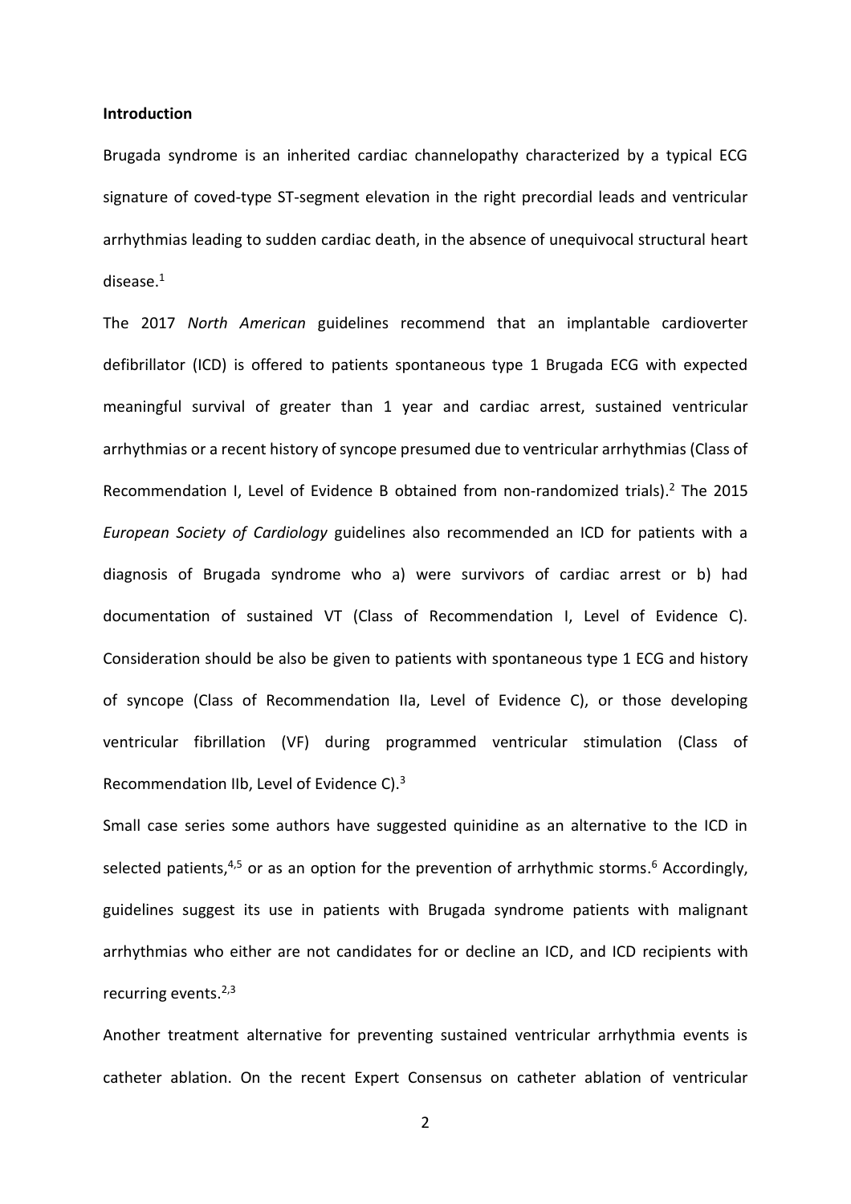**Introduction**

Brugada syndrome is an inherited cardiac channelopathy characterized by a typical ECG signature of coved-type ST-segment elevation in the right precordial leads and ventricular arrhythmias leading to sudden cardiac death, in the absence of unequivocal structural heart disease.[1]

The 2017 *North American* guidelines recommend that an implantable cardioverter defibrillator (ICD) is offered to patients spontaneous type 1 Brugada ECG with expected meaningful survival of greater than 1 year and cardiac arrest, sustained ventricular arrhythmias or a recent history of syncope presumed due to ventricular arrhythmias (Class of Recommendation I, Level of Evidence B obtained from non-randomized trials).[2] The 2015 *European Society of Cardiology* guidelines also recommended an ICD for patients with a diagnosis of Brugada syndrome who a) were survivors of cardiac arrest or b) had documentation of sustained VT (Class of Recommendation I, Level of Evidence C). Consideration should be also be given to patients with spontaneous type 1 ECG and history of syncope (Class of Recommendation IIa, Level of Evidence C), or those developing ventricular fibrillation (VF) during programmed ventricular stimulation (Class of Recommendation IIb, Level of Evidence C).[3]

Small case series some authors have suggested quinidine as an alternative to the ICD in selected patients,[4,5] or as an option for the prevention of arrhythmic storms.[6] Accordingly, guidelines suggest its use in patients with Brugada syndrome patients with malignant arrhythmias who either are not candidates for or decline an ICD, and ICD recipients with recurring events.[2,3]

Another treatment alternative for preventing sustained ventricular arrhythmia events is catheter ablation. On the recent Expert Consensus on catheter ablation of ventricular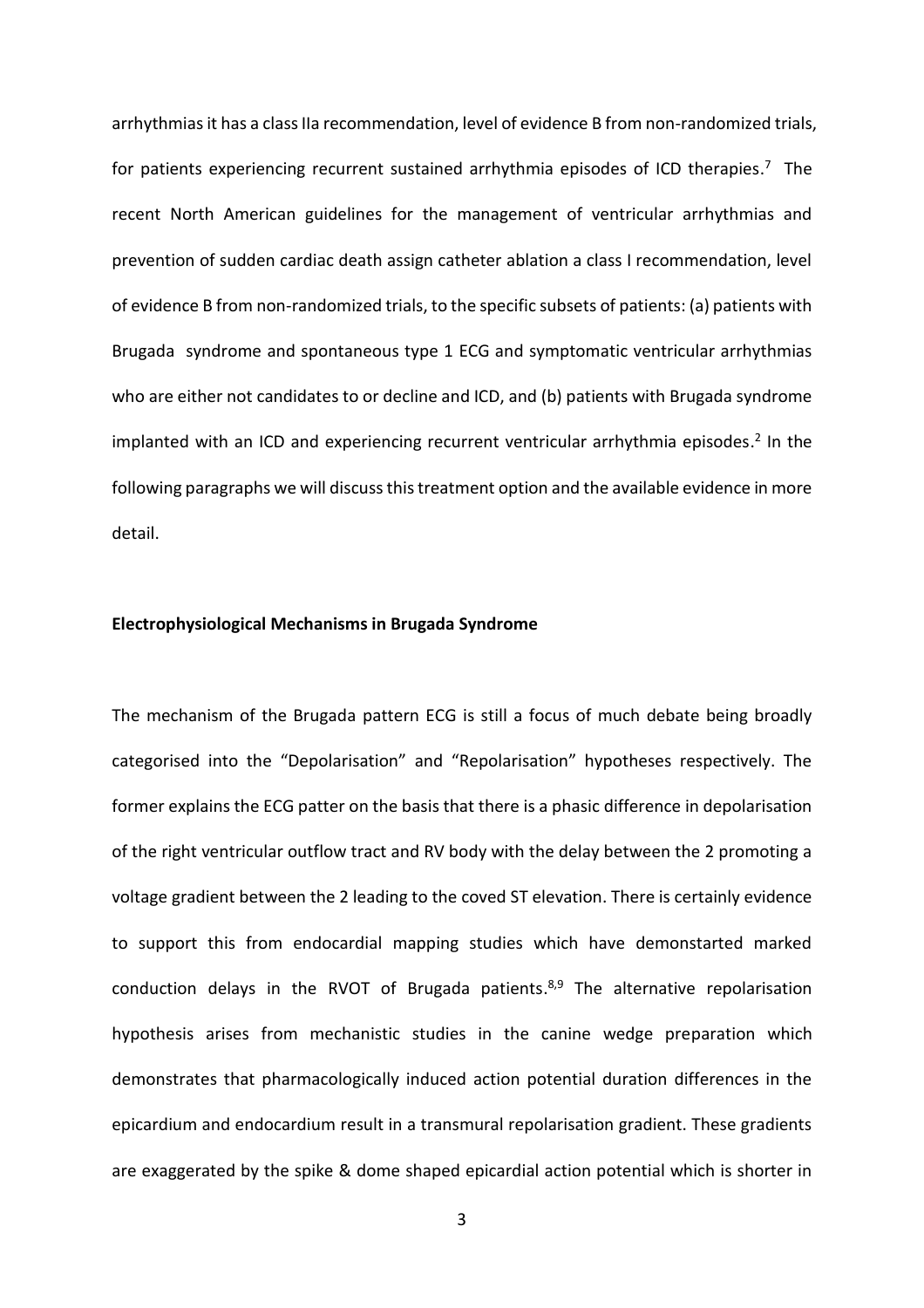arrhythmias it has a class IIa recommendation, level of evidence B from non-randomized trials, for patients experiencing recurrent sustained arrhythmia episodes of ICD therapies.[7] The recent North American guidelines for the management of ventricular arrhythmias and prevention of sudden cardiac death assign catheter ablation a class I recommendation, level of evidence B from non-randomized trials, to the specific subsets of patients: (a) patients with Brugada syndrome and spontaneous type 1 ECG and symptomatic ventricular arrhythmias who are either not candidates to or decline and ICD, and (b) patients with Brugada syndrome implanted with an ICD and experiencing recurrent ventricular arrhythmia episodes.[2] In the following paragraphs we will discuss this treatment option and the available evidence in more detail.

**Electrophysiological Mechanisms in Brugada Syndrome**

The mechanism of the Brugada pattern ECG is still a focus of much debate being broadly categorised into the "Depolarisation" and "Repolarisation" hypotheses respectively. The former explains the ECG patter on the basis that there is a phasic difference in depolarisation of the right ventricular outflow tract and RV body with the delay between the 2 promoting a voltage gradient between the 2 leading to the coved ST elevation. There is certainly evidence to support this from endocardial mapping studies which have demonstarted marked conduction delays in the RVOT of Brugada patients.[8,9] The alternative repolarisation hypothesis arises from mechanistic studies in the canine wedge preparation which demonstrates that pharmacologically induced action potential duration differences in the epicardium and endocardium result in a transmural repolarisation gradient. These gradients are exaggerated by the spike & dome shaped epicardial action potential which is shorter in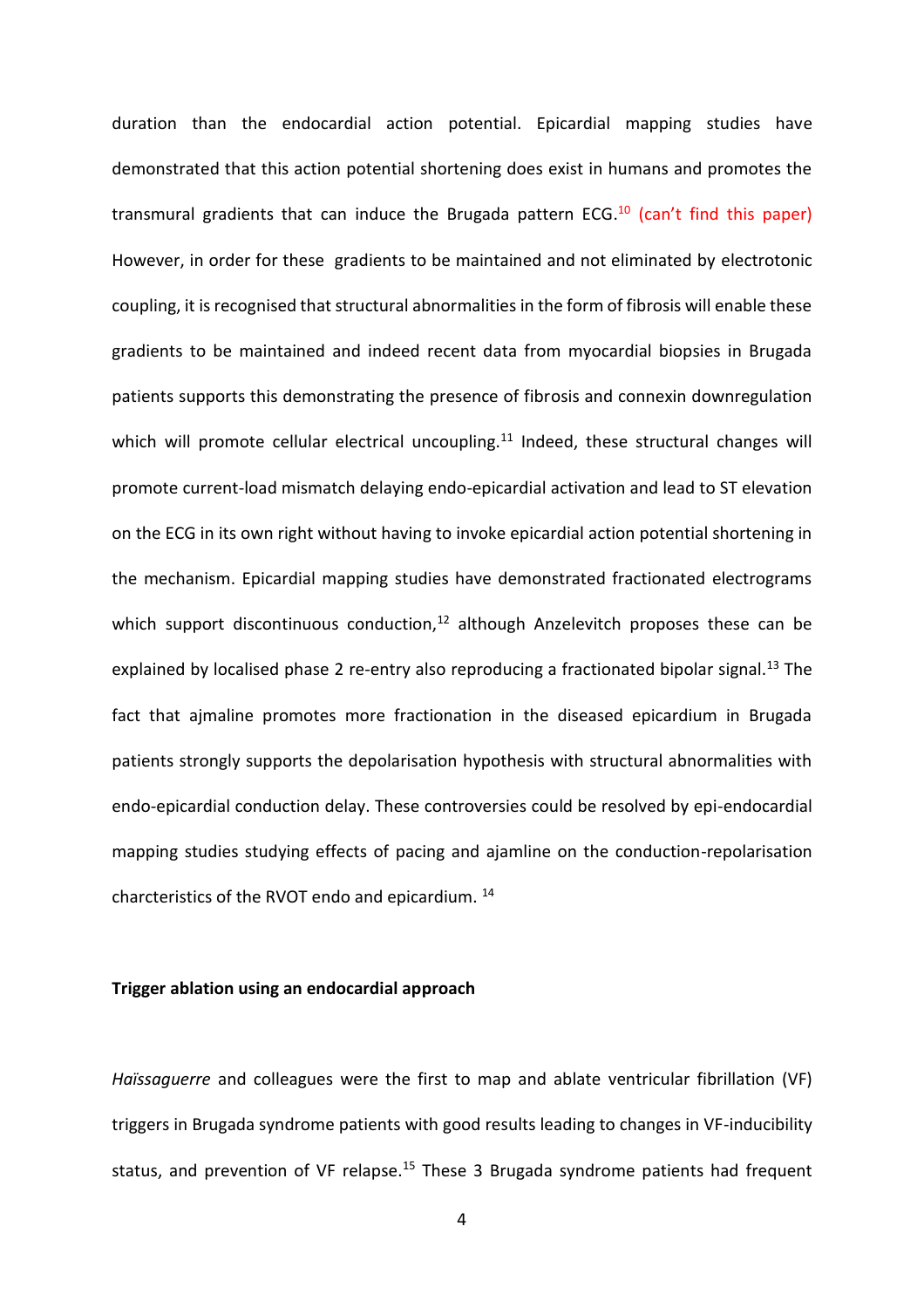duration than the endocardial action potential. Epicardial mapping studies have demonstrated that this action potential shortening does exist in humans and promotes the transmural gradients that can induce the Brugada pattern ECG.[10] (can't find this paper) However, in order for these gradients to be maintained and not eliminated by electrotonic coupling, it is recognised that structural abnormalities in the form of fibrosis will enable these gradients to be maintained and indeed recent data from myocardial biopsies in Brugada patients supports this demonstrating the presence of fibrosis and connexin downregulation which will promote cellular electrical uncoupling.[11] Indeed, these structural changes will promote current-load mismatch delaying endo-epicardial activation and lead to ST elevation on the ECG in its own right without having to invoke epicardial action potential shortening in the mechanism. Epicardial mapping studies have demonstrated fractionated electrograms which support discontinuous conduction,[12] although Anzelevitch proposes these can be explained by localised phase 2 re-entry also reproducing a fractionated bipolar signal.[13] The fact that ajmaline promotes more fractionation in the diseased epicardium in Brugada patients strongly supports the depolarisation hypothesis with structural abnormalities with endo-epicardial conduction delay. These controversies could be resolved by epi-endocardial mapping studies studying effects of pacing and ajamline on the conduction-repolarisation charcteristics of the RVOT endo and epicardium. [14]

**Trigger ablation using an endocardial approach**

*Haïssaguerre* and colleagues were the first to map and ablate ventricular fibrillation (VF) triggers in Brugada syndrome patients with good results leading to changes in VF-inducibility status, and prevention of VF relapse.[15] These 3 Brugada syndrome patients had frequent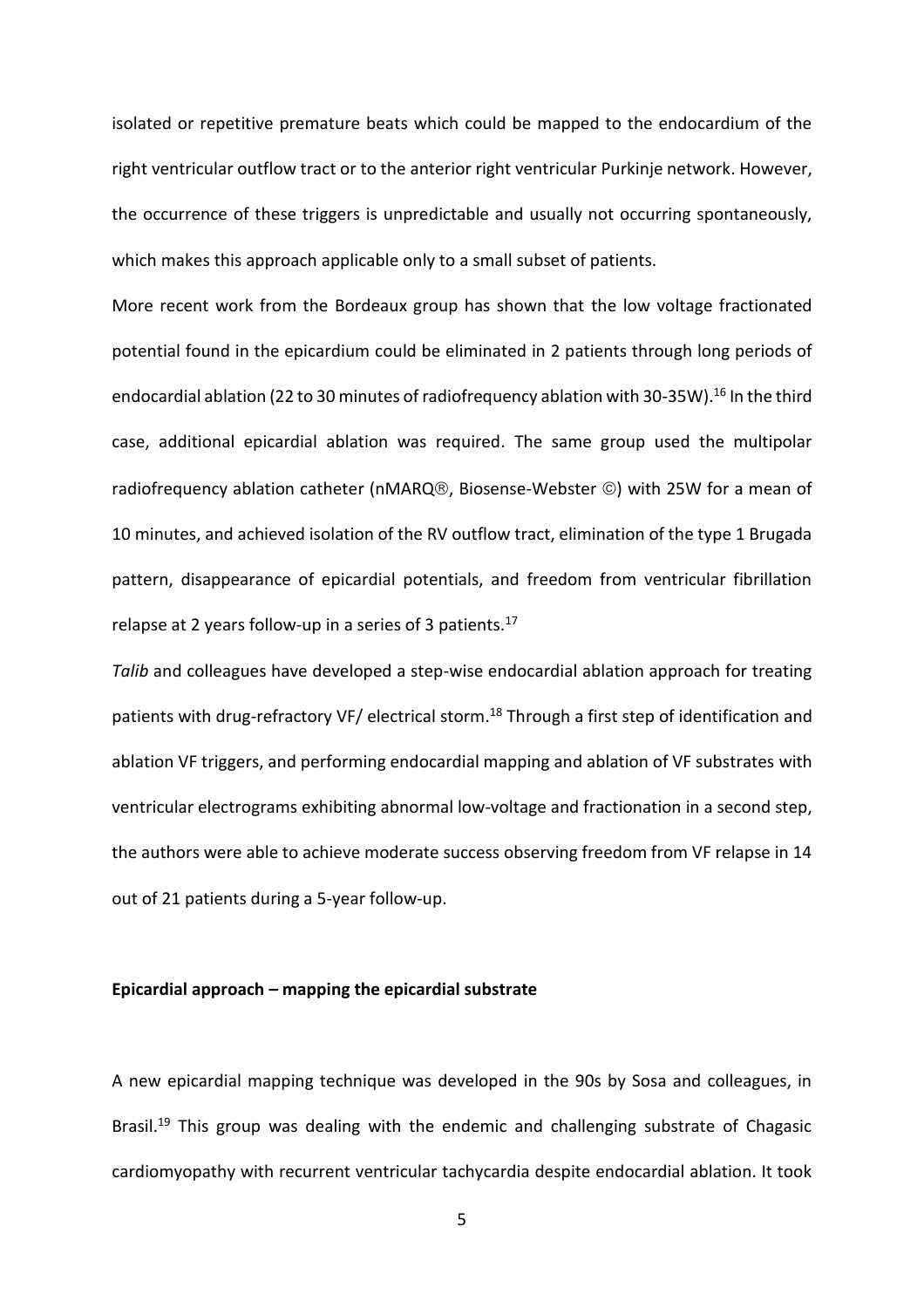isolated or repetitive premature beats which could be mapped to the endocardium of the right ventricular outflow tract or to the anterior right ventricular Purkinje network. However, the occurrence of these triggers is unpredictable and usually not occurring spontaneously, which makes this approach applicable only to a small subset of patients.

More recent work from the Bordeaux group has shown that the low voltage fractionated potential found in the epicardium could be eliminated in 2 patients through long periods of endocardial ablation (22 to 30 minutes of radiofrequency ablation with 30-35W).[16] In the third case, additional epicardial ablation was required. The same group used the multipolar radiofrequency ablation catheter (nMARQ®, Biosense-Webster ©) with 25W for a mean of 10 minutes, and achieved isolation of the RV outflow tract, elimination of the type 1 Brugada pattern, disappearance of epicardial potentials, and freedom from ventricular fibrillation relapse at 2 years follow-up in a series of 3 patients.[17]

*Talib* and colleagues have developed a step-wise endocardial ablation approach for treating patients with drug-refractory VF/ electrical storm.[18] Through a first step of identification and ablation VF triggers, and performing endocardial mapping and ablation of VF substrates with ventricular electrograms exhibiting abnormal low-voltage and fractionation in a second step, the authors were able to achieve moderate success observing freedom from VF relapse in 14 out of 21 patients during a 5-year follow-up.

**Epicardial approach – mapping the epicardial substrate**

A new epicardial mapping technique was developed in the 90s by Sosa and colleagues, in Brasil.[19] This group was dealing with the endemic and challenging substrate of Chagasic cardiomyopathy with recurrent ventricular tachycardia despite endocardial ablation. It took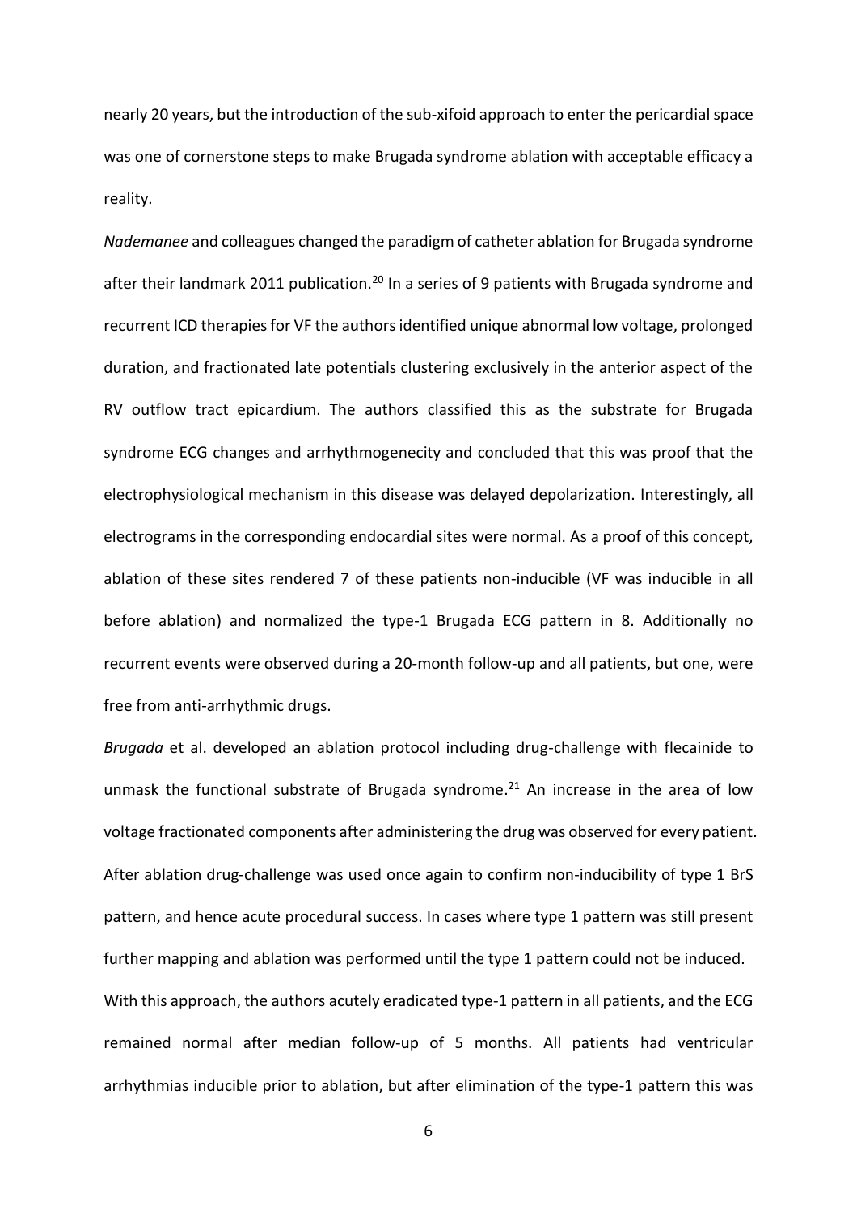nearly 20 years, but the introduction of the sub-xifoid approach to enter the pericardial space was one of cornerstone steps to make Brugada syndrome ablation with acceptable efficacy a reality.

*Nademanee* and colleagues changed the paradigm of catheter ablation for Brugada syndrome after their landmark 2011 publication.[20] In a series of 9 patients with Brugada syndrome and recurrent ICD therapies for VF the authors identified unique abnormal low voltage, prolonged duration, and fractionated late potentials clustering exclusively in the anterior aspect of the RV outflow tract epicardium. The authors classified this as the substrate for Brugada syndrome ECG changes and arrhythmogenecity and concluded that this was proof that the electrophysiological mechanism in this disease was delayed depolarization. Interestingly, all electrograms in the corresponding endocardial sites were normal. As a proof of this concept, ablation of these sites rendered 7 of these patients non-inducible (VF was inducible in all before ablation) and normalized the type-1 Brugada ECG pattern in 8. Additionally no recurrent events were observed during a 20-month follow-up and all patients, but one, were free from anti-arrhythmic drugs.

*Brugada* et al. developed an ablation protocol including drug-challenge with flecainide to unmask the functional substrate of Brugada syndrome.[21] An increase in the area of low voltage fractionated components after administering the drug was observed for every patient. After ablation drug-challenge was used once again to confirm non-inducibility of type 1 BrS pattern, and hence acute procedural success. In cases where type 1 pattern was still present further mapping and ablation was performed until the type 1 pattern could not be induced. With this approach, the authors acutely eradicated type-1 pattern in all patients, and the ECG remained normal after median follow-up of 5 months. All patients had ventricular arrhythmias inducible prior to ablation, but after elimination of the type-1 pattern this was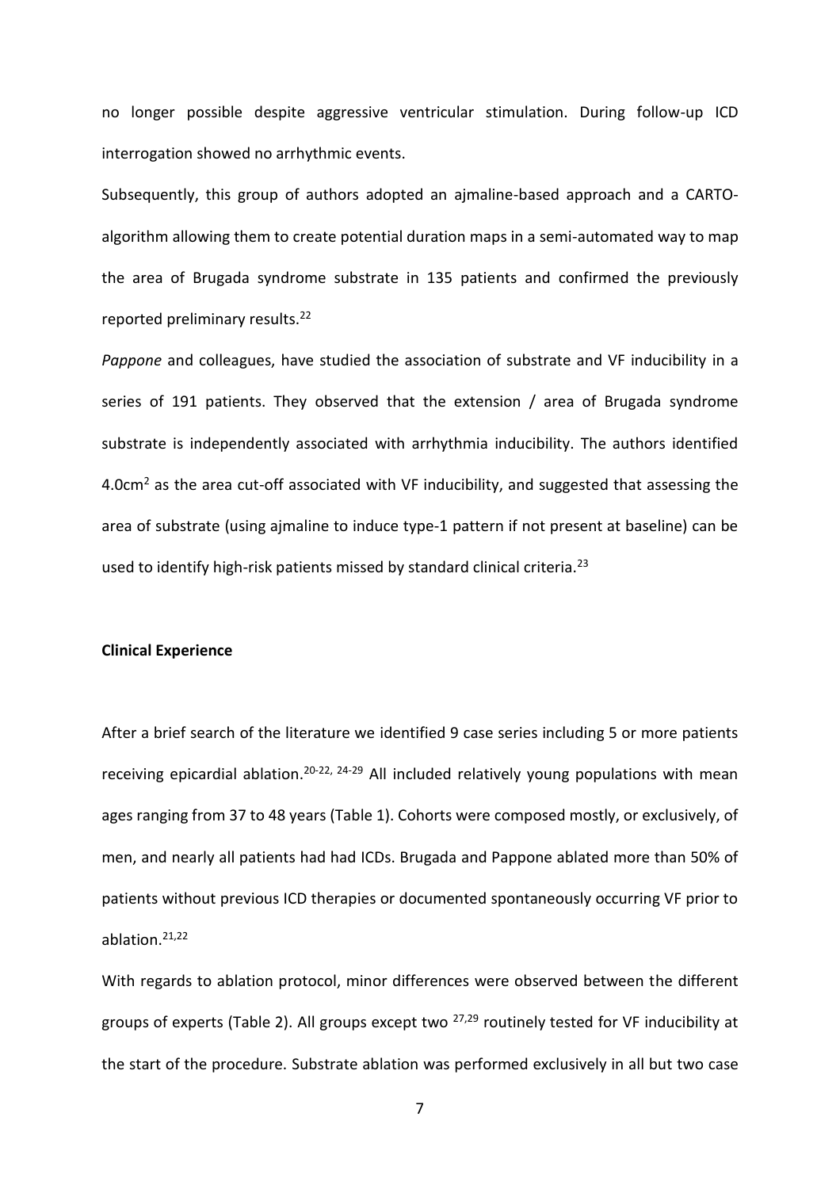no longer possible despite aggressive ventricular stimulation. During follow-up ICD interrogation showed no arrhythmic events.

Subsequently, this group of authors adopted an ajmaline-based approach and a CARTO-algorithm allowing them to create potential duration maps in a semi-automated way to map the area of Brugada syndrome substrate in 135 patients and confirmed the previously reported preliminary results.[22]

*Pappone* and colleagues, have studied the association of substrate and VF inducibility in a series of 191 patients. They observed that the extension / area of Brugada syndrome substrate is independently associated with arrhythmia inducibility. The authors identified 4.0cm$^2$ as the area cut-off associated with VF inducibility, and suggested that assessing the area of substrate (using ajmaline to induce type-1 pattern if not present at baseline) can be used to identify high-risk patients missed by standard clinical criteria.[23]

**Clinical Experience**

After a brief search of the literature we identified 9 case series including 5 or more patients receiving epicardial ablation.[20-22, 24-29] All included relatively young populations with mean ages ranging from 37 to 48 years (Table 1). Cohorts were composed mostly, or exclusively, of men, and nearly all patients had had ICDs. Brugada and Pappone ablated more than 50% of patients without previous ICD therapies or documented spontaneously occurring VF prior to ablation.[21,22]

With regards to ablation protocol, minor differences were observed between the different groups of experts (Table 2). All groups except two [27,29] routinely tested for VF inducibility at the start of the procedure. Substrate ablation was performed exclusively in all but two case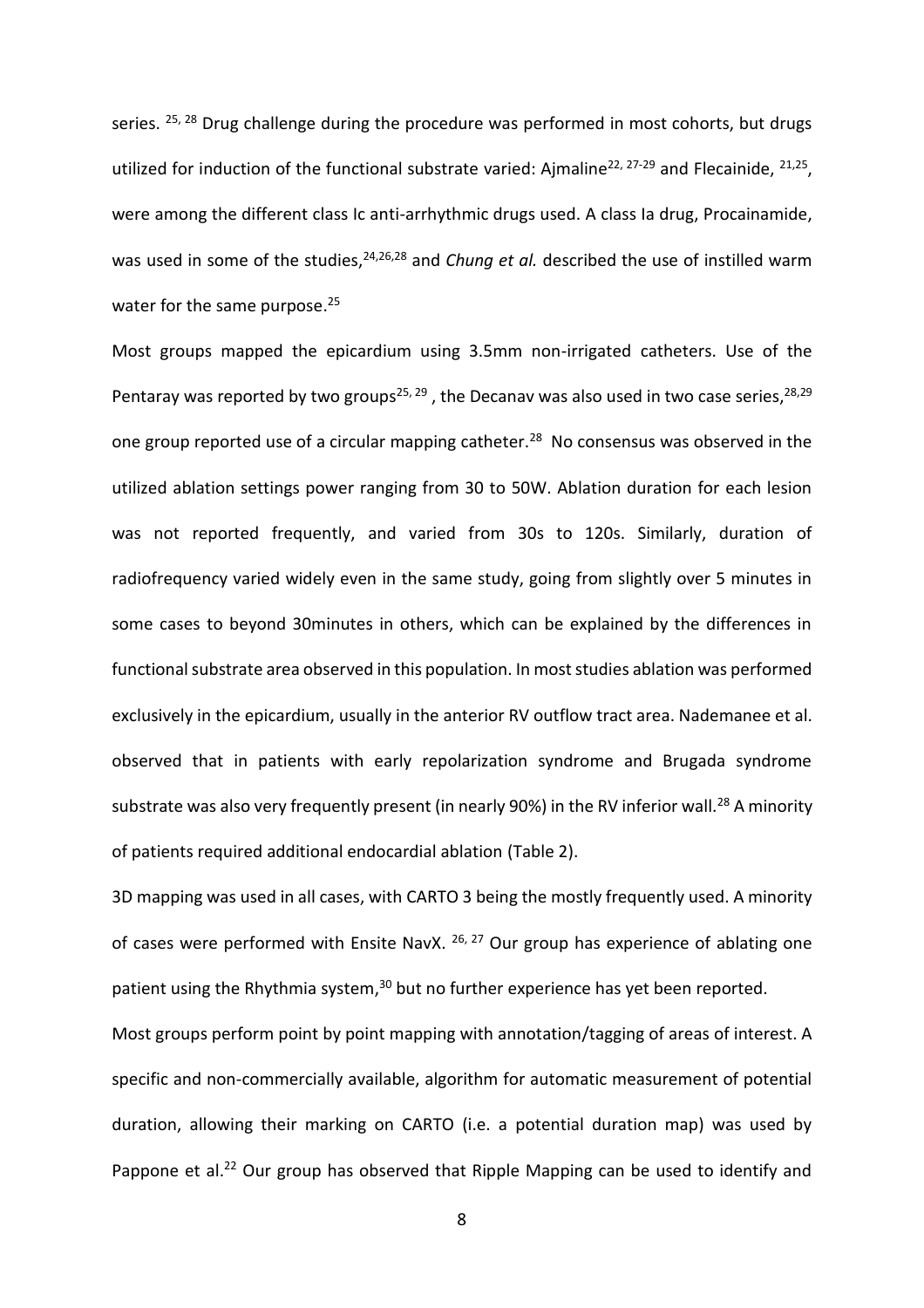series. [25, 28] Drug challenge during the procedure was performed in most cohorts, but drugs utilized for induction of the functional substrate varied: Ajmaline[22, 27-29] and Flecainide, [21,25], were among the different class Ic anti-arrhythmic drugs used. A class Ia drug, Procainamide, was used in some of the studies,[24,26,28] and *Chung et al.* described the use of instilled warm water for the same purpose.[25]

Most groups mapped the epicardium using 3.5mm non-irrigated catheters. Use of the Pentaray was reported by two groups[25, 29] , the Decanav was also used in two case series,[28,29] one group reported use of a circular mapping catheter.[28] No consensus was observed in the utilized ablation settings power ranging from 30 to 50W. Ablation duration for each lesion was not reported frequently, and varied from 30s to 120s. Similarly, duration of radiofrequency varied widely even in the same study, going from slightly over 5 minutes in some cases to beyond 30minutes in others, which can be explained by the differences in functional substrate area observed in this population. In most studies ablation was performed exclusively in the epicardium, usually in the anterior RV outflow tract area. Nademanee et al. observed that in patients with early repolarization syndrome and Brugada syndrome substrate was also very frequently present (in nearly 90%) in the RV inferior wall.[28] A minority of patients required additional endocardial ablation (Table 2).

3D mapping was used in all cases, with CARTO 3 being the mostly frequently used. A minority of cases were performed with Ensite NavX. [26, 27] Our group has experience of ablating one patient using the Rhythmia system,[30] but no further experience has yet been reported.

Most groups perform point by point mapping with annotation/tagging of areas of interest. A specific and non-commercially available, algorithm for automatic measurement of potential duration, allowing their marking on CARTO (i.e. a potential duration map) was used by Pappone et al.[22] Our group has observed that Ripple Mapping can be used to identify and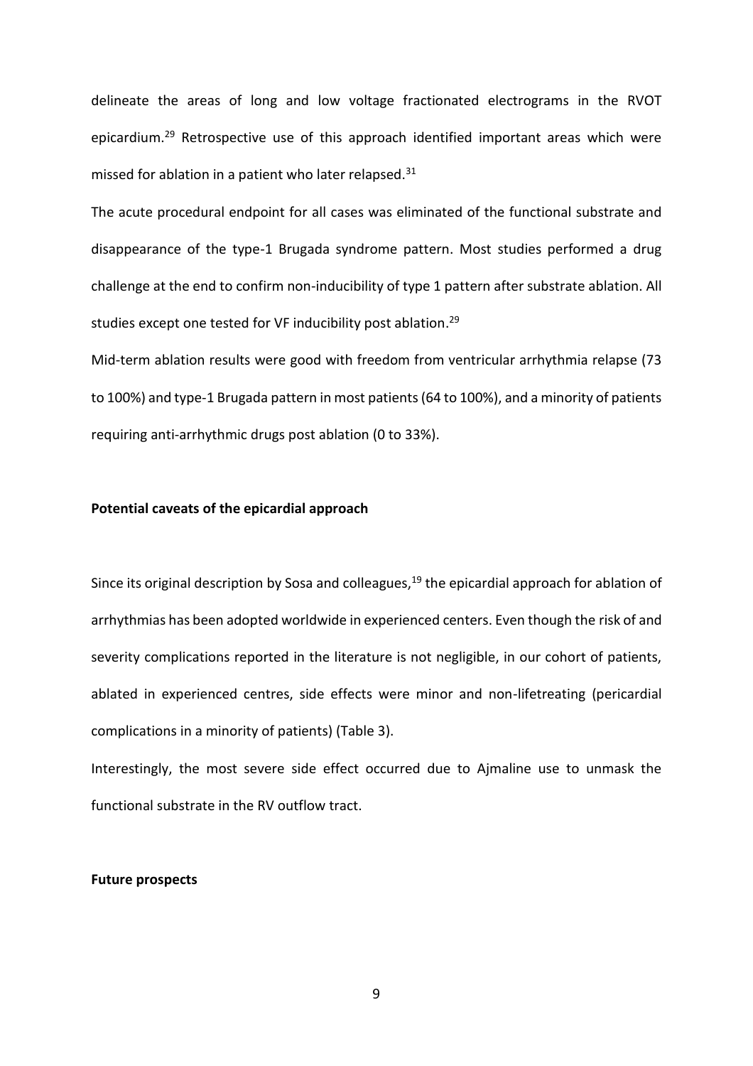delineate the areas of long and low voltage fractionated electrograms in the RVOT epicardium.[29] Retrospective use of this approach identified important areas which were missed for ablation in a patient who later relapsed.[31]

The acute procedural endpoint for all cases was eliminated of the functional substrate and disappearance of the type-1 Brugada syndrome pattern. Most studies performed a drug challenge at the end to confirm non-inducibility of type 1 pattern after substrate ablation. All studies except one tested for VF inducibility post ablation.[29]

Mid-term ablation results were good with freedom from ventricular arrhythmia relapse (73 to 100%) and type-1 Brugada pattern in most patients (64 to 100%), and a minority of patients requiring anti-arrhythmic drugs post ablation (0 to 33%).

**Potential caveats of the epicardial approach**

Since its original description by Sosa and colleagues,[19] the epicardial approach for ablation of arrhythmias has been adopted worldwide in experienced centers. Even though the risk of and severity complications reported in the literature is not negligible, in our cohort of patients, ablated in experienced centres, side effects were minor and non-lifetreating (pericardial complications in a minority of patients) (Table 3).

Interestingly, the most severe side effect occurred due to Ajmaline use to unmask the functional substrate in the RV outflow tract.

**Future prospects**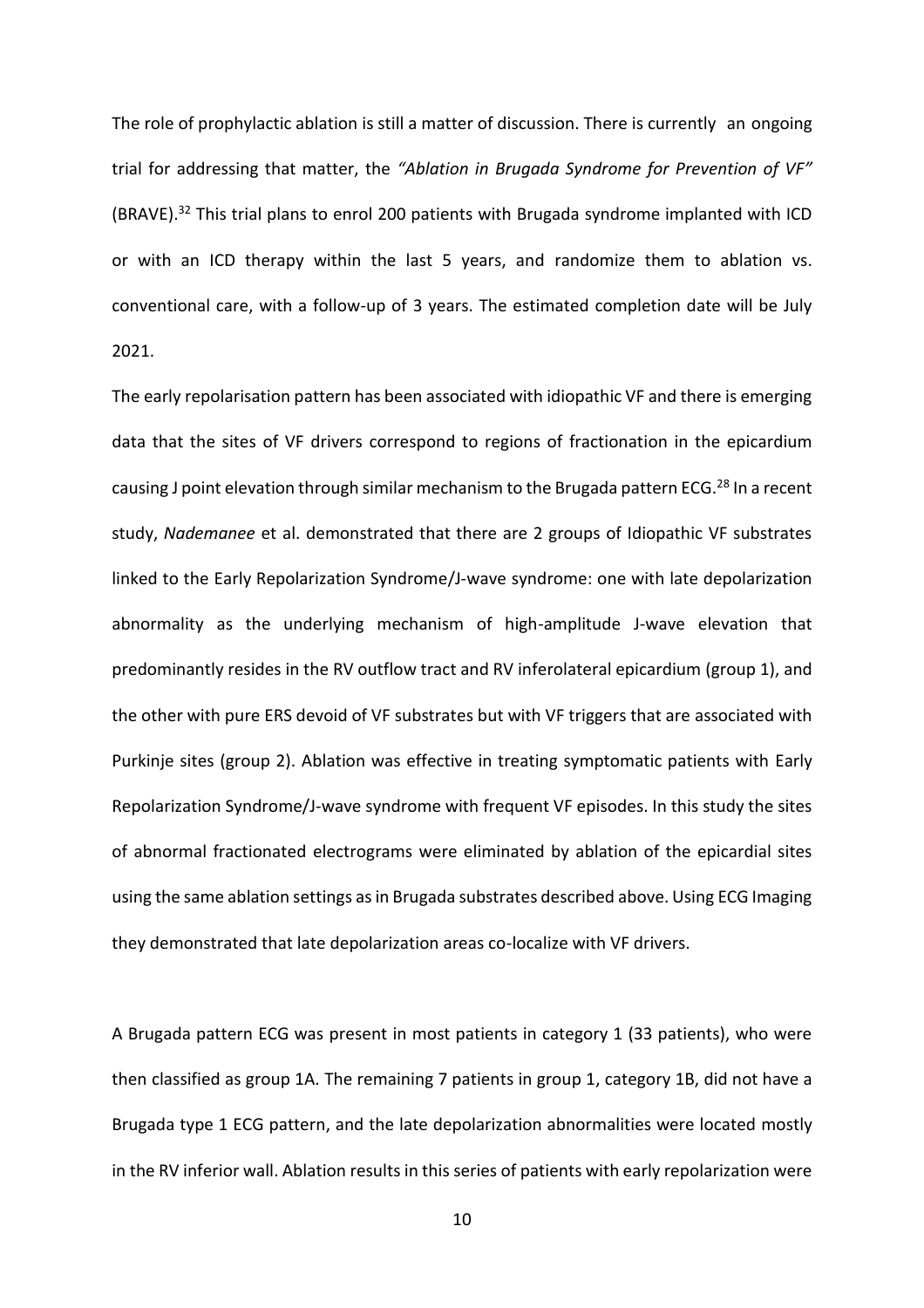The role of prophylactic ablation is still a matter of discussion. There is currently an ongoing trial for addressing that matter, the *"Ablation in Brugada Syndrome for Prevention of VF"* (BRAVE).[32] This trial plans to enrol 200 patients with Brugada syndrome implanted with ICD or with an ICD therapy within the last 5 years, and randomize them to ablation vs. conventional care, with a follow-up of 3 years. The estimated completion date will be July 2021.

The early repolarisation pattern has been associated with idiopathic VF and there is emerging data that the sites of VF drivers correspond to regions of fractionation in the epicardium causing J point elevation through similar mechanism to the Brugada pattern ECG.[28] In a recent study, *Nademanee* et al. demonstrated that there are 2 groups of Idiopathic VF substrates linked to the Early Repolarization Syndrome/J-wave syndrome: one with late depolarization abnormality as the underlying mechanism of high-amplitude J-wave elevation that predominantly resides in the RV outflow tract and RV inferolateral epicardium (group 1), and the other with pure ERS devoid of VF substrates but with VF triggers that are associated with Purkinje sites (group 2). Ablation was effective in treating symptomatic patients with Early Repolarization Syndrome/J-wave syndrome with frequent VF episodes. In this study the sites of abnormal fractionated electrograms were eliminated by ablation of the epicardial sites using the same ablation settings as in Brugada substrates described above. Using ECG Imaging they demonstrated that late depolarization areas co-localize with VF drivers.

A Brugada pattern ECG was present in most patients in category 1 (33 patients), who were then classified as group 1A. The remaining 7 patients in group 1, category 1B, did not have a Brugada type 1 ECG pattern, and the late depolarization abnormalities were located mostly in the RV inferior wall. Ablation results in this series of patients with early repolarization were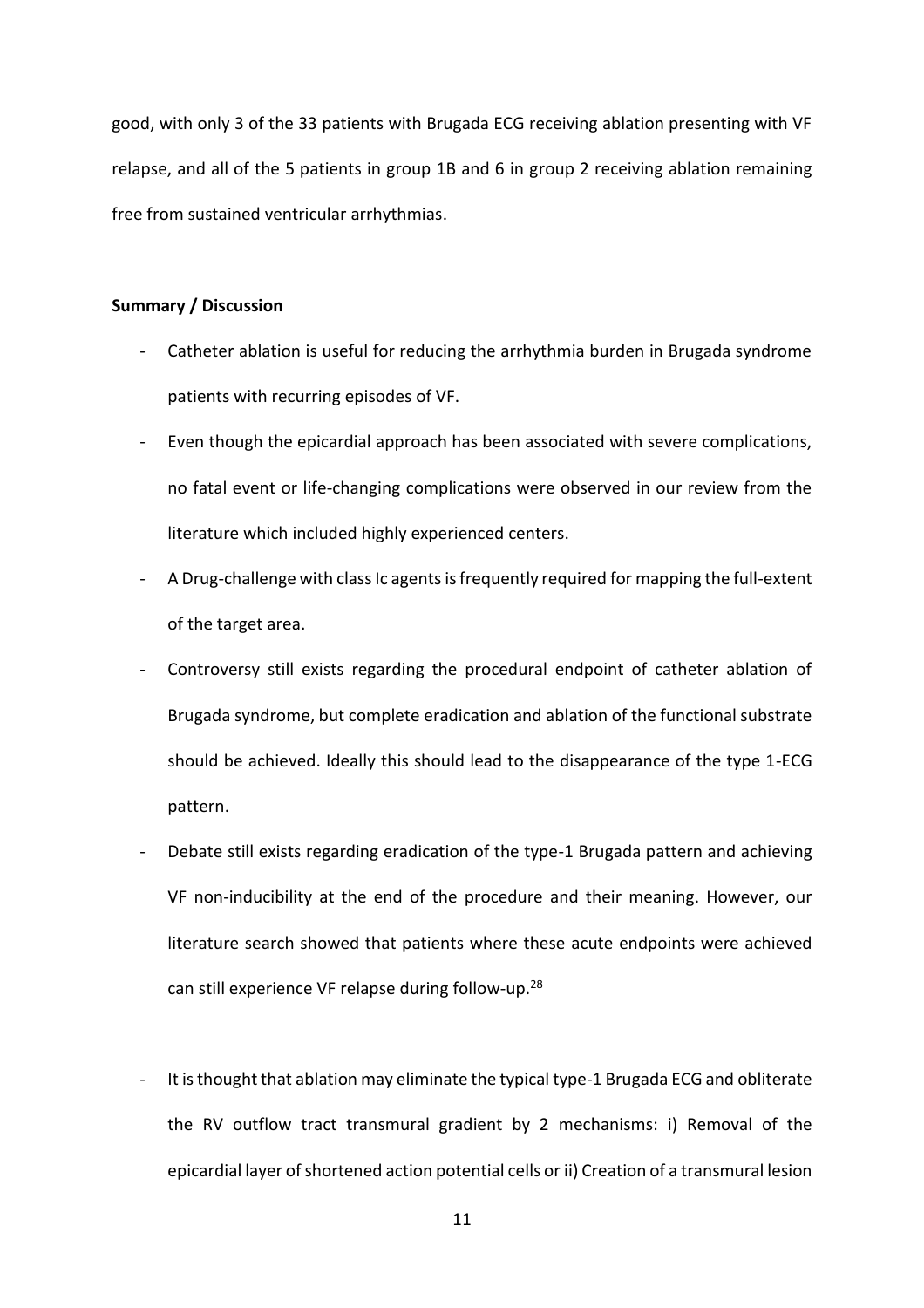good, with only 3 of the 33 patients with Brugada ECG receiving ablation presenting with VF relapse, and all of the 5 patients in group 1B and 6 in group 2 receiving ablation remaining free from sustained ventricular arrhythmias.

**Summary / Discussion**

- Catheter ablation is useful for reducing the arrhythmia burden in Brugada syndrome patients with recurring episodes of VF.
- Even though the epicardial approach has been associated with severe complications, no fatal event or life-changing complications were observed in our review from the literature which included highly experienced centers.
- A Drug-challenge with class Ic agents is frequently required for mapping the full-extent of the target area.
- Controversy still exists regarding the procedural endpoint of catheter ablation of Brugada syndrome, but complete eradication and ablation of the functional substrate should be achieved. Ideally this should lead to the disappearance of the type 1-ECG pattern.
- Debate still exists regarding eradication of the type-1 Brugada pattern and achieving VF non-inducibility at the end of the procedure and their meaning. However, our literature search showed that patients where these acute endpoints were achieved can still experience VF relapse during follow-up.[28]

- It is thought that ablation may eliminate the typical type-1 Brugada ECG and obliterate the RV outflow tract transmural gradient by 2 mechanisms: i) Removal of the epicardial layer of shortened action potential cells or ii) Creation of a transmural lesion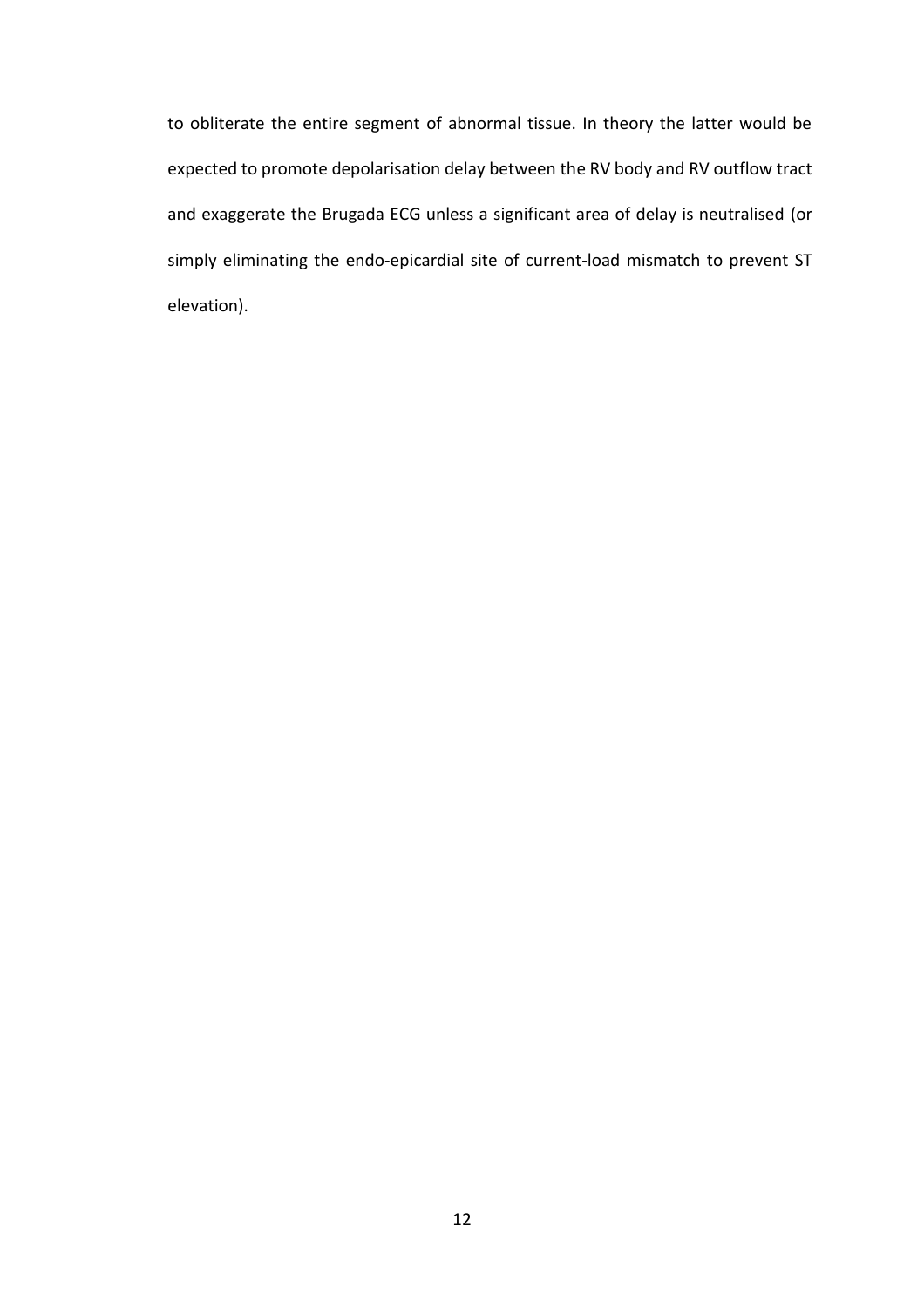to obliterate the entire segment of abnormal tissue. In theory the latter would be expected to promote depolarisation delay between the RV body and RV outflow tract and exaggerate the Brugada ECG unless a significant area of delay is neutralised (or simply eliminating the endo-epicardial site of current-load mismatch to prevent ST elevation).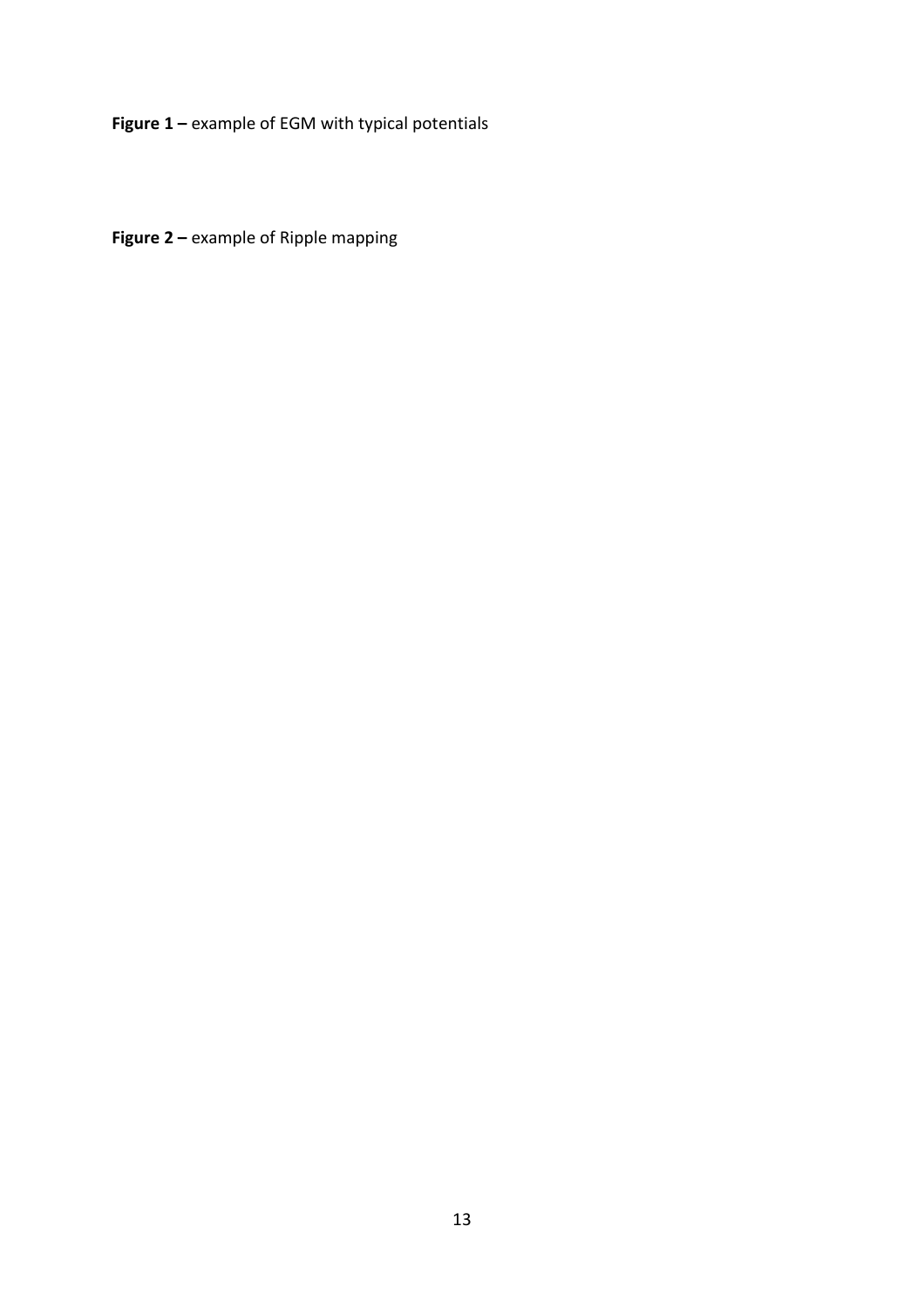**Figure 1 –** example of EGM with typical potentials

**Figure 2 –** example of Ripple mapping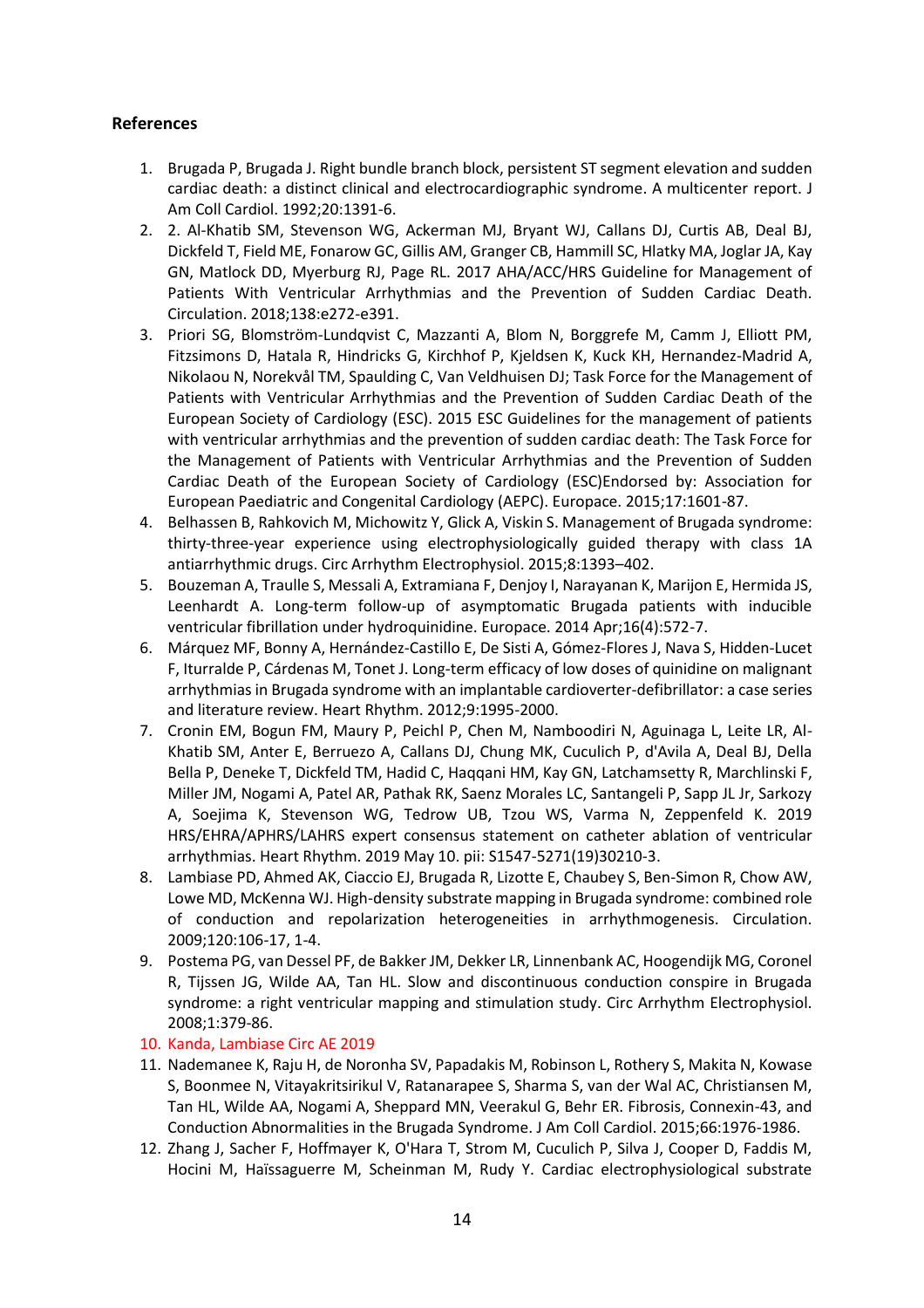## References

1. Brugada P, Brugada J. Right bundle branch block, persistent ST segment elevation and sudden cardiac death: a distinct clinical and electrocardiographic syndrome. A multicenter report. J Am Coll Cardiol. 1992;20:1391-6.
2. 2. Al-Khatib SM, Stevenson WG, Ackerman MJ, Bryant WJ, Callans DJ, Curtis AB, Deal BJ, Dickfeld T, Field ME, Fonarow GC, Gillis AM, Granger CB, Hammill SC, Hlatky MA, Joglar JA, Kay GN, Matlock DD, Myerburg RJ, Page RL. 2017 AHA/ACC/HRS Guideline for Management of Patients With Ventricular Arrhythmias and the Prevention of Sudden Cardiac Death. Circulation. 2018;138:e272-e391.
3. Priori SG, Blomström-Lundqvist C, Mazzanti A, Blom N, Borggrefe M, Camm J, Elliott PM, Fitzsimons D, Hatala R, Hindricks G, Kirchhof P, Kjeldsen K, Kuck KH, Hernandez-Madrid A, Nikolaou N, Norekvål TM, Spaulding C, Van Veldhuisen DJ; Task Force for the Management of Patients with Ventricular Arrhythmias and the Prevention of Sudden Cardiac Death of the European Society of Cardiology (ESC). 2015 ESC Guidelines for the management of patients with ventricular arrhythmias and the prevention of sudden cardiac death: The Task Force for the Management of Patients with Ventricular Arrhythmias and the Prevention of Sudden Cardiac Death of the European Society of Cardiology (ESC)Endorsed by: Association for European Paediatric and Congenital Cardiology (AEPC). Europace. 2015;17:1601-87.
4. Belhassen B, Rahkovich M, Michowitz Y, Glick A, Viskin S. Management of Brugada syndrome: thirty-three-year experience using electrophysiologically guided therapy with class 1A antiarrhythmic drugs. Circ Arrhythm Electrophysiol. 2015;8:1393–402.
5. Bouzeman A, Traulle S, Messali A, Extramiana F, Denjoy I, Narayanan K, Marijon E, Hermida JS, Leenhardt A. Long-term follow-up of asymptomatic Brugada patients with inducible ventricular fibrillation under hydroquinidine. Europace. 2014 Apr;16(4):572-7.
6. Márquez MF, Bonny A, Hernández-Castillo E, De Sisti A, Gómez-Flores J, Nava S, Hidden-Lucet F, Iturralde P, Cárdenas M, Tonet J. Long-term efficacy of low doses of quinidine on malignant arrhythmias in Brugada syndrome with an implantable cardioverter-defibrillator: a case series and literature review. Heart Rhythm. 2012;9:1995-2000.
7. Cronin EM, Bogun FM, Maury P, Peichl P, Chen M, Namboodiri N, Aguinaga L, Leite LR, Al-Khatib SM, Anter E, Berruezo A, Callans DJ, Chung MK, Cuculich P, d'Avila A, Deal BJ, Della Bella P, Deneke T, Dickfeld TM, Hadid C, Haqqani HM, Kay GN, Latchamsetty R, Marchlinski F, Miller JM, Nogami A, Patel AR, Pathak RK, Saenz Morales LC, Santangeli P, Sapp JL Jr, Sarkozy A, Soejima K, Stevenson WG, Tedrow UB, Tzou WS, Varma N, Zeppenfeld K. 2019 HRS/EHRA/APHRS/LAHRS expert consensus statement on catheter ablation of ventricular arrhythmias. Heart Rhythm. 2019 May 10. pii: S1547-5271(19)30210-3.
8. Lambiase PD, Ahmed AK, Ciaccio EJ, Brugada R, Lizotte E, Chaubey S, Ben-Simon R, Chow AW, Lowe MD, McKenna WJ. High-density substrate mapping in Brugada syndrome: combined role of conduction and repolarization heterogeneities in arrhythmogenesis. Circulation. 2009;120:106-17, 1-4.
9. Postema PG, van Dessel PF, de Bakker JM, Dekker LR, Linnenbank AC, Hoogendijk MG, Coronel R, Tijssen JG, Wilde AA, Tan HL. Slow and discontinuous conduction conspire in Brugada syndrome: a right ventricular mapping and stimulation study. Circ Arrhythm Electrophysiol. 2008;1:379-86.
10. Kanda, Lambiase Circ AE 2019
11. Nademanee K, Raju H, de Noronha SV, Papadakis M, Robinson L, Rothery S, Makita N, Kowase S, Boonmee N, Vitayakritsirikul V, Ratanarapee S, Sharma S, van der Wal AC, Christiansen M, Tan HL, Wilde AA, Nogami A, Sheppard MN, Veerakul G, Behr ER. Fibrosis, Connexin-43, and Conduction Abnormalities in the Brugada Syndrome. J Am Coll Cardiol. 2015;66:1976-1986.
12. Zhang J, Sacher F, Hoffmayer K, O'Hara T, Strom M, Cuculich P, Silva J, Cooper D, Faddis M, Hocini M, Haïssaguerre M, Scheinman M, Rudy Y. Cardiac electrophysiological substrate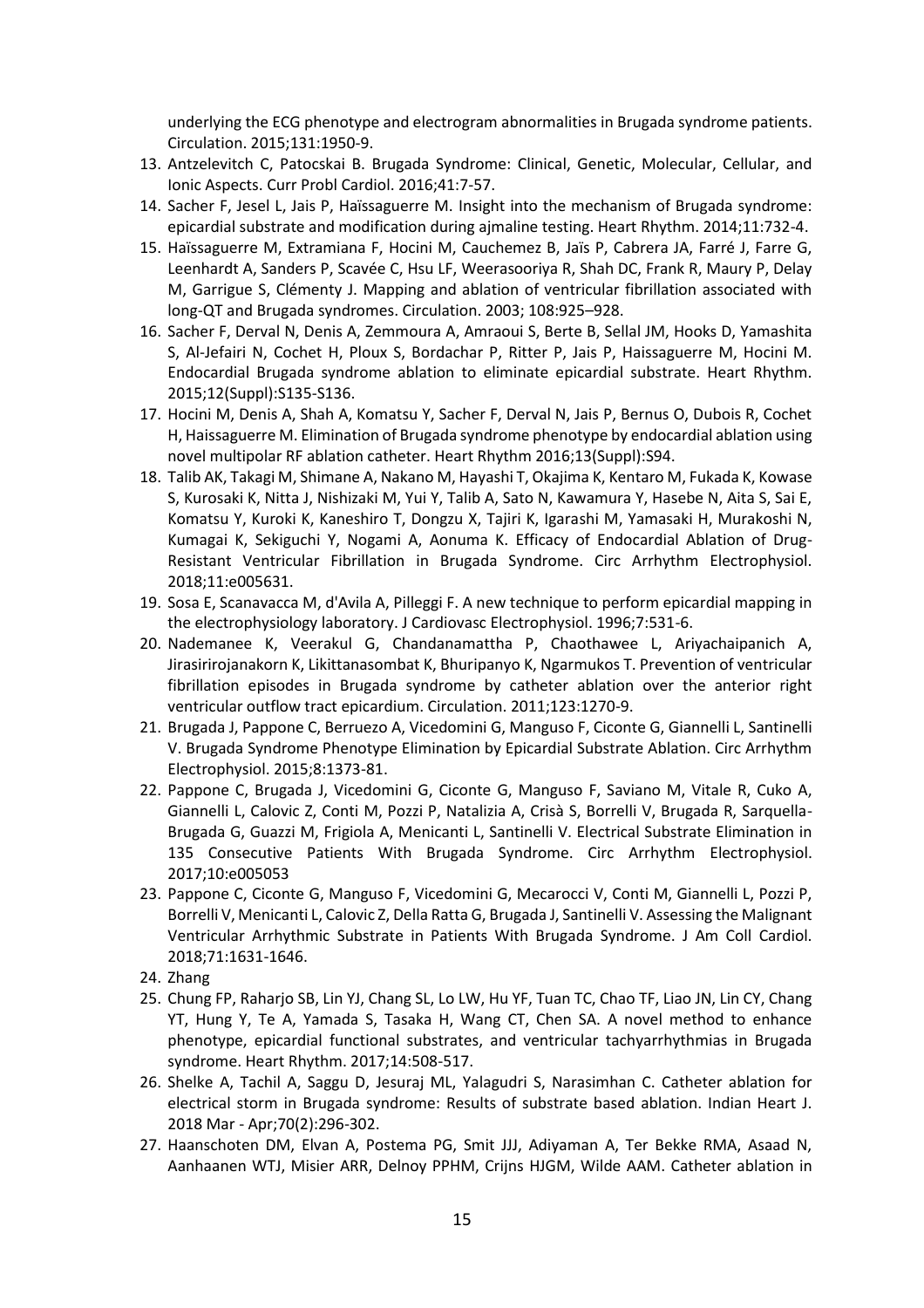underlying the ECG phenotype and electrogram abnormalities in Brugada syndrome patients. Circulation. 2015;131:1950-9.

13. Antzelevitch C, Patocskai B. Brugada Syndrome: Clinical, Genetic, Molecular, Cellular, and Ionic Aspects. Curr Probl Cardiol. 2016;41:7-57.
14. Sacher F, Jesel L, Jais P, Haïssaguerre M. Insight into the mechanism of Brugada syndrome: epicardial substrate and modification during ajmaline testing. Heart Rhythm. 2014;11:732-4.
15. Haïssaguerre M, Extramiana F, Hocini M, Cauchemez B, Jaïs P, Cabrera JA, Farré J, Farre G, Leenhardt A, Sanders P, Scavée C, Hsu LF, Weerasooriya R, Shah DC, Frank R, Maury P, Delay M, Garrigue S, Clémenty J. Mapping and ablation of ventricular fibrillation associated with long-QT and Brugada syndromes. Circulation. 2003; 108:925–928.
16. Sacher F, Derval N, Denis A, Zemmoura A, Amraoui S, Berte B, Sellal JM, Hooks D, Yamashita S, Al-Jefairi N, Cochet H, Ploux S, Bordachar P, Ritter P, Jais P, Haissaguerre M, Hocini M. Endocardial Brugada syndrome ablation to eliminate epicardial substrate. Heart Rhythm. 2015;12(Suppl):S135-S136.
17. Hocini M, Denis A, Shah A, Komatsu Y, Sacher F, Derval N, Jais P, Bernus O, Dubois R, Cochet H, Haissaguerre M. Elimination of Brugada syndrome phenotype by endocardial ablation using novel multipolar RF ablation catheter. Heart Rhythm 2016;13(Suppl):S94.
18. Talib AK, Takagi M, Shimane A, Nakano M, Hayashi T, Okajima K, Kentaro M, Fukada K, Kowase S, Kurosaki K, Nitta J, Nishizaki M, Yui Y, Talib A, Sato N, Kawamura Y, Hasebe N, Aita S, Sai E, Komatsu Y, Kuroki K, Kaneshiro T, Dongzu X, Tajiri K, Igarashi M, Yamasaki H, Murakoshi N, Kumagai K, Sekiguchi Y, Nogami A, Aonuma K. Efficacy of Endocardial Ablation of Drug-Resistant Ventricular Fibrillation in Brugada Syndrome. Circ Arrhythm Electrophysiol. 2018;11:e005631.
19. Sosa E, Scanavacca M, d'Avila A, Pilleggi F. A new technique to perform epicardial mapping in the electrophysiology laboratory. J Cardiovasc Electrophysiol. 1996;7:531-6.
20. Nademanee K, Veerakul G, Chandanamattha P, Chaothawee L, Ariyachaipanich A, Jirasirirojanakorn K, Likittanasombat K, Bhuripanyo K, Ngarmukos T. Prevention of ventricular fibrillation episodes in Brugada syndrome by catheter ablation over the anterior right ventricular outflow tract epicardium. Circulation. 2011;123:1270-9.
21. Brugada J, Pappone C, Berruezo A, Vicedomini G, Manguso F, Ciconte G, Giannelli L, Santinelli V. Brugada Syndrome Phenotype Elimination by Epicardial Substrate Ablation. Circ Arrhythm Electrophysiol. 2015;8:1373-81.
22. Pappone C, Brugada J, Vicedomini G, Ciconte G, Manguso F, Saviano M, Vitale R, Cuko A, Giannelli L, Calovic Z, Conti M, Pozzi P, Natalizia A, Crisà S, Borrelli V, Brugada R, Sarquella-Brugada G, Guazzi M, Frigiola A, Menicanti L, Santinelli V. Electrical Substrate Elimination in 135 Consecutive Patients With Brugada Syndrome. Circ Arrhythm Electrophysiol. 2017;10:e005053
23. Pappone C, Ciconte G, Manguso F, Vicedomini G, Mecarocci V, Conti M, Giannelli L, Pozzi P, Borrelli V, Menicanti L, Calovic Z, Della Ratta G, Brugada J, Santinelli V. Assessing the Malignant Ventricular Arrhythmic Substrate in Patients With Brugada Syndrome. J Am Coll Cardiol. 2018;71:1631-1646.
24. Zhang
25. Chung FP, Raharjo SB, Lin YJ, Chang SL, Lo LW, Hu YF, Tuan TC, Chao TF, Liao JN, Lin CY, Chang YT, Hung Y, Te A, Yamada S, Tasaka H, Wang CT, Chen SA. A novel method to enhance phenotype, epicardial functional substrates, and ventricular tachyarrhythmias in Brugada syndrome. Heart Rhythm. 2017;14:508-517.
26. Shelke A, Tachil A, Saggu D, Jesuraj ML, Yalagudri S, Narasimhan C. Catheter ablation for electrical storm in Brugada syndrome: Results of substrate based ablation. Indian Heart J. 2018 Mar - Apr;70(2):296-302.
27. Haanschoten DM, Elvan A, Postema PG, Smit JJJ, Adiyaman A, Ter Bekke RMA, Asaad N, Aanhaanen WTJ, Misier ARR, Delnoy PPHM, Crijns HJGM, Wilde AAM. Catheter ablation in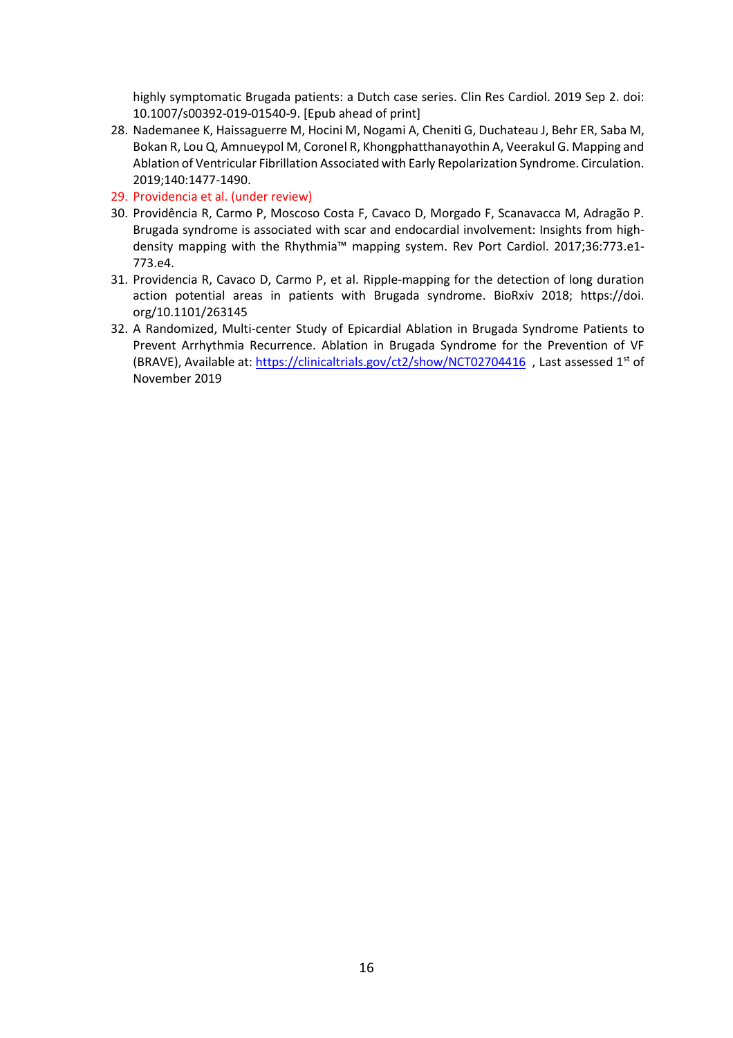highly symptomatic Brugada patients: a Dutch case series. Clin Res Cardiol. 2019 Sep 2. doi: 10.1007/s00392-019-01540-9. [Epub ahead of print]

28. Nademanee K, Haissaguerre M, Hocini M, Nogami A, Cheniti G, Duchateau J, Behr ER, Saba M, Bokan R, Lou Q, Amnueypol M, Coronel R, Khongphatthanayothin A, Veerakul G. Mapping and Ablation of Ventricular Fibrillation Associated with Early Repolarization Syndrome. Circulation. 2019;140:1477-1490.
29. Providencia et al. (under review)
30. Providência R, Carmo P, Moscoso Costa F, Cavaco D, Morgado F, Scanavacca M, Adragão P. Brugada syndrome is associated with scar and endocardial involvement: Insights from high-density mapping with the Rhythmia™ mapping system. Rev Port Cardiol. 2017;36:773.e1-773.e4.
31. Providencia R, Cavaco D, Carmo P, et al. Ripple-mapping for the detection of long duration action potential areas in patients with Brugada syndrome. BioRxiv 2018; https://doi.org/10.1101/263145
32. A Randomized, Multi-center Study of Epicardial Ablation in Brugada Syndrome Patients to Prevent Arrhythmia Recurrence. Ablation in Brugada Syndrome for the Prevention of VF (BRAVE), Available at: https://clinicaltrials.gov/ct2/show/NCT02704416 , Last assessed 1st of November 2019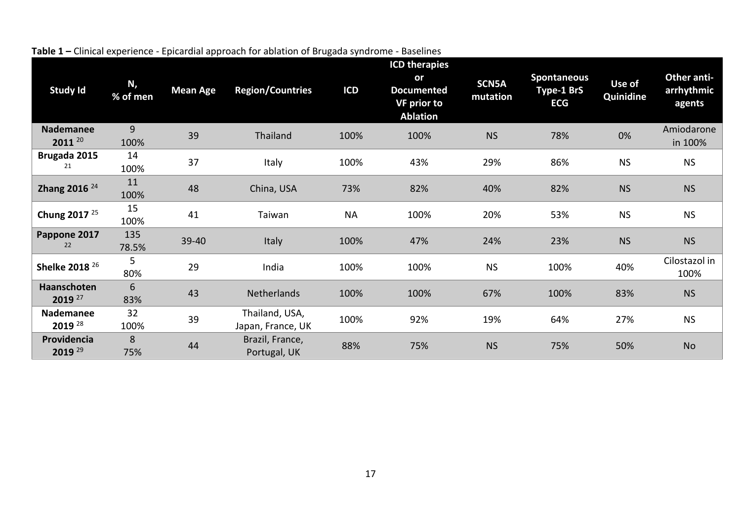**Table 1 –** Clinical experience - Epicardial approach for ablation of Brugada syndrome - Baselines

| Study Id | N, % of men | Mean Age | Region/Countries | ICD | ICD therapies or Documented VF prior to Ablation | SCN5A mutation | Spontaneous Type-1 BrS ECG | Use of Quinidine | Other anti-arrhythmic agents |
|---|---|---|---|---|---|---|---|---|---|
| **Nademanee 2011** [20] | 9 100% | 39 | Thailand | 100% | 100% | NS | 78% | 0% | Amiodarone in 100% |
| **Brugada 2015** [21] | 14 100% | 37 | Italy | 100% | 43% | 29% | 86% | NS | NS |
| **Zhang 2016** [24] | 11 100% | 48 | China, USA | 73% | 82% | 40% | 82% | NS | NS |
| **Chung 2017** [25] | 15 100% | 41 | Taiwan | NA | 100% | 20% | 53% | NS | NS |
| **Pappone 2017** [22] | 135 78.5% | 39-40 | Italy | 100% | 47% | 24% | 23% | NS | NS |
| **Shelke 2018** [26] | 5 80% | 29 | India | 100% | 100% | NS | 100% | 40% | Cilostazol in 100% |
| **Haanschoten 2019** [27] | 6 83% | 43 | Netherlands | 100% | 100% | 67% | 100% | 83% | NS |
| **Nademanee 2019** [28] | 32 100% | 39 | Thailand, USA, Japan, France, UK | 100% | 92% | 19% | 64% | 27% | NS |
| **Providencia 2019** [29] | 8 75% | 44 | Brazil, France, Portugal, UK | 88% | 75% | NS | 75% | 50% | No |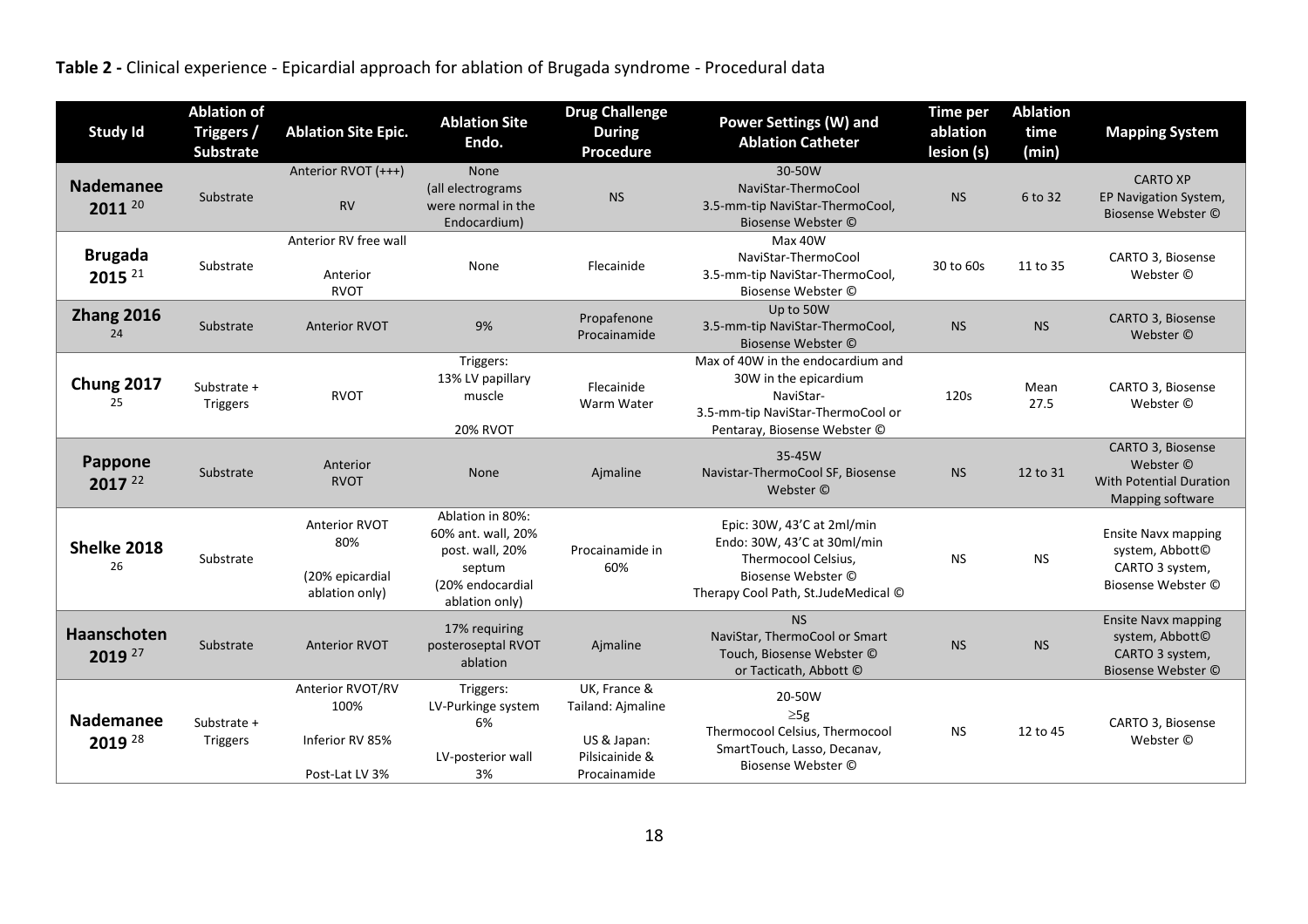**Table 2 -** Clinical experience - Epicardial approach for ablation of Brugada syndrome - Procedural data

| Study Id | Ablation of Triggers / Substrate | Ablation Site Epic. | Ablation Site Endo. | Drug Challenge During Procedure | Power Settings (W) and Ablation Catheter | Time per ablation lesion (s) | Ablation time (min) | Mapping System |
|---|---|---|---|---|---|---|---|---|
| **Nademanee 2011** [20] | Substrate | Anterior RVOT (+++)<br>RV | None (all electrograms were normal in the Endocardium) | NS | 30-50W NaviStar-ThermoCool 3.5-mm-tip NaviStar-ThermoCool, Biosense Webster © | NS | 6 to 32 | CARTO XP EP Navigation System, Biosense Webster © |
| **Brugada 2015** [21] | Substrate | Anterior RV free wall<br>Anterior RVOT | None | Flecainide | Max 40W NaviStar-ThermoCool 3.5-mm-tip NaviStar-ThermoCool, Biosense Webster © | 30 to 60s | 11 to 35 | CARTO 3, Biosense Webster © |
| **Zhang 2016** [24] | Substrate | Anterior RVOT | 9% | Propafenone Procainamide | Up to 50W 3.5-mm-tip NaviStar-ThermoCool, Biosense Webster © | NS | NS | CARTO 3, Biosense Webster © |
| **Chung 2017** [25] | Substrate + Triggers | RVOT | Triggers: 13% LV papillary muscle<br>20% RVOT | Flecainide Warm Water | Max of 40W in the endocardium and 30W in the epicardium NaviStar- 3.5-mm-tip NaviStar-ThermoCool or Pentaray, Biosense Webster © | 120s | Mean 27.5 | CARTO 3, Biosense Webster © |
| **Pappone 2017** [22] | Substrate | Anterior RVOT | None | Ajmaline | 35-45W Navistar-ThermoCool SF, Biosense Webster © | NS | 12 to 31 | CARTO 3, Biosense Webster © With Potential Duration Mapping software |
| **Shelke 2018** [26] | Substrate | Anterior RVOT 80%<br>(20% epicardial ablation only) | Ablation in 80%: 60% ant. wall, 20% post. wall, 20% septum (20% endocardial ablation only) | Procainamide in 60% | Epic: 30W, 43'C at 2ml/min Endo: 30W, 43'C at 30ml/min Thermocool Celsius, Biosense Webster © Therapy Cool Path, St.JudeMedical © | NS | NS | Ensite Navx mapping system, Abbott© CARTO 3 system, Biosense Webster © |
| **Haanschoten 2019** [27] | Substrate | Anterior RVOT | 17% requiring posteroseptal RVOT ablation | Ajmaline | NS NaviStar, ThermoCool or Smart Touch, Biosense Webster © or Tacticath, Abbott © | NS | NS | Ensite Navx mapping system, Abbott© CARTO 3 system, Biosense Webster © |
| **Nademanee 2019** [28] | Substrate + Triggers | Anterior RVOT/RV 100%<br>Inferior RV 85%<br>Post-Lat LV 3% | Triggers: LV-Purkinge system 6%<br>LV-posterior wall 3% | UK, France & Tailand: Ajmaline<br>US & Japan: Pilsicainide & Procainamide | 20-50W $\geq$5g Thermocool Celsius, Thermocool SmartTouch, Lasso, Decanav, Biosense Webster © | NS | 12 to 45 | CARTO 3, Biosense Webster © |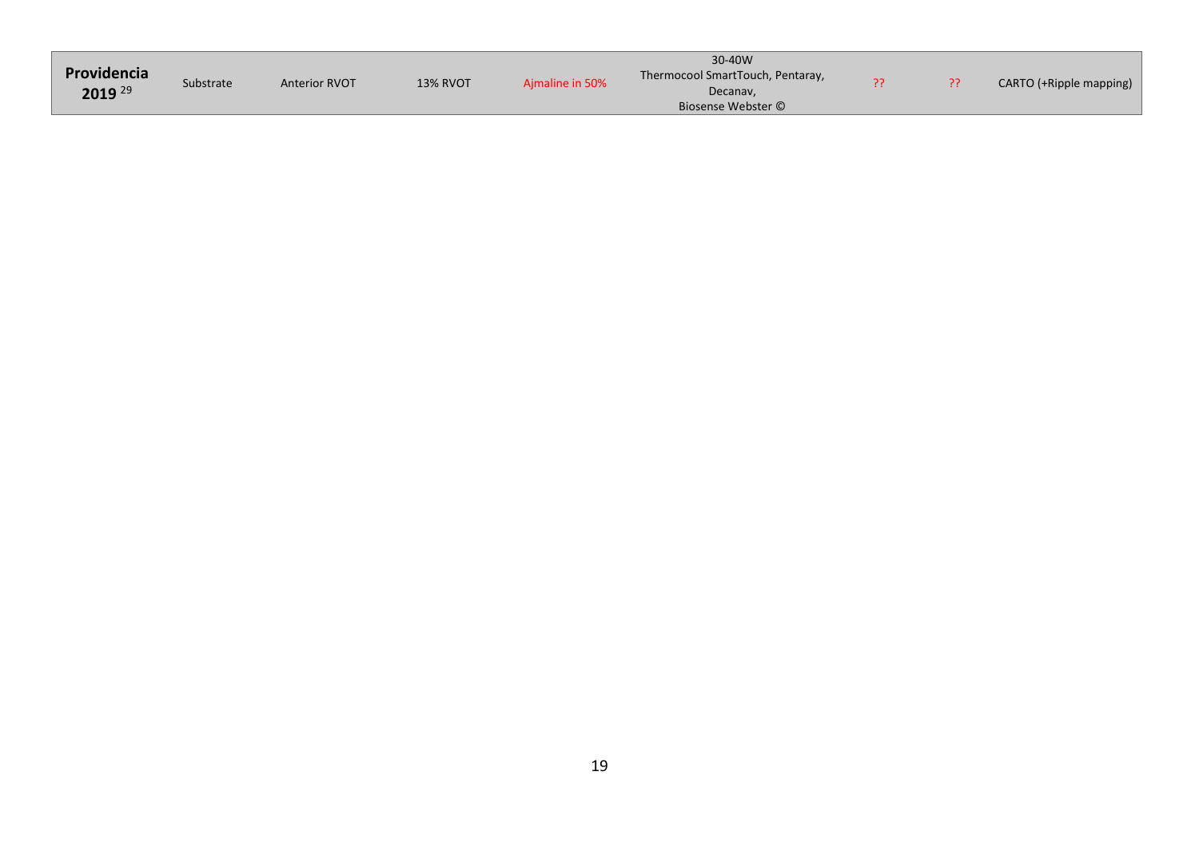| Providencia 2019 [29] | Substrate | Anterior RVOT | 13% RVOT | Ajmaline in 50% | 30-40W Thermocool SmartTouch, Pentaray, Decanav, Biosense Webster © | ?? | ?? | CARTO (+Ripple mapping) |
|---|---|---|---|---|---|---|---|---|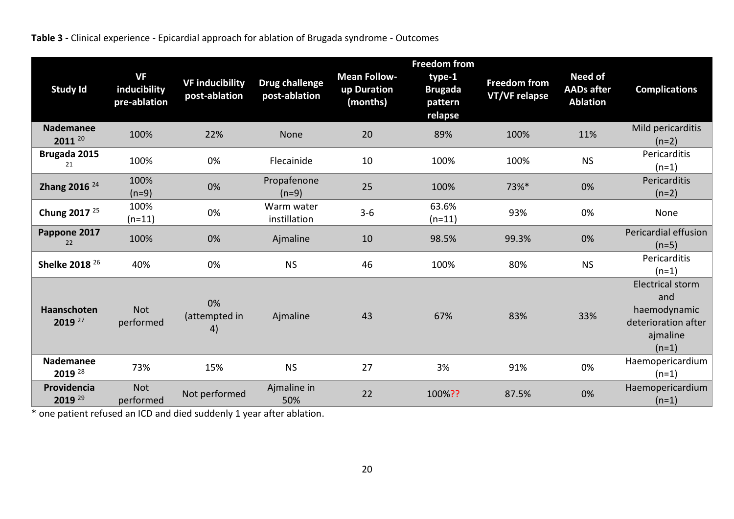**Table 3 -** Clinical experience - Epicardial approach for ablation of Brugada syndrome - Outcomes

| Study Id | VF inducibility pre-ablation | VF inducibility post-ablation | Drug challenge post-ablation | Mean Follow-up Duration (months) | Freedom from type-1 Brugada pattern relapse | Freedom from VT/VF relapse | Need of AADs after Ablation | Complications |
|---|---|---|---|---|---|---|---|---|
| **Nademanee 2011** [20] | 100% | 22% | None | 20 | 89% | 100% | 11% | Mild pericarditis (n=2) |
| **Brugada 2015** [21] | 100% | 0% | Flecainide | 10 | 100% | 100% | NS | Pericarditis (n=1) |
| **Zhang 2016** [24] | 100% (n=9) | 0% | Propafenone (n=9) | 25 | 100% | 73%* | 0% | Pericarditis (n=2) |
| **Chung 2017** [25] | 100% (n=11) | 0% | Warm water instillation | 3-6 | 63.6% (n=11) | 93% | 0% | None |
| **Pappone 2017** [22] | 100% | 0% | Ajmaline | 10 | 98.5% | 99.3% | 0% | Pericardial effusion (n=5) |
| **Shelke 2018** [26] | 40% | 0% | NS | 46 | 100% | 80% | NS | Pericarditis (n=1) |
| **Haanschoten 2019** [27] | Not performed | 0% (attempted in 4) | Ajmaline | 43 | 67% | 83% | 33% | Electrical storm and haemodynamic deterioration after ajmaline (n=1) |
| **Nademanee 2019** [28] | 73% | 15% | NS | 27 | 3% | 91% | 0% | Haemopericardium (n=1) |
| **Providencia 2019** [29] | Not performed | Not performed | Ajmaline in 50% | 22 | 100%?? | 87.5% | 0% | Haemopericardium (n=1) |

* one patient refused an ICD and died suddenly 1 year after ablation.